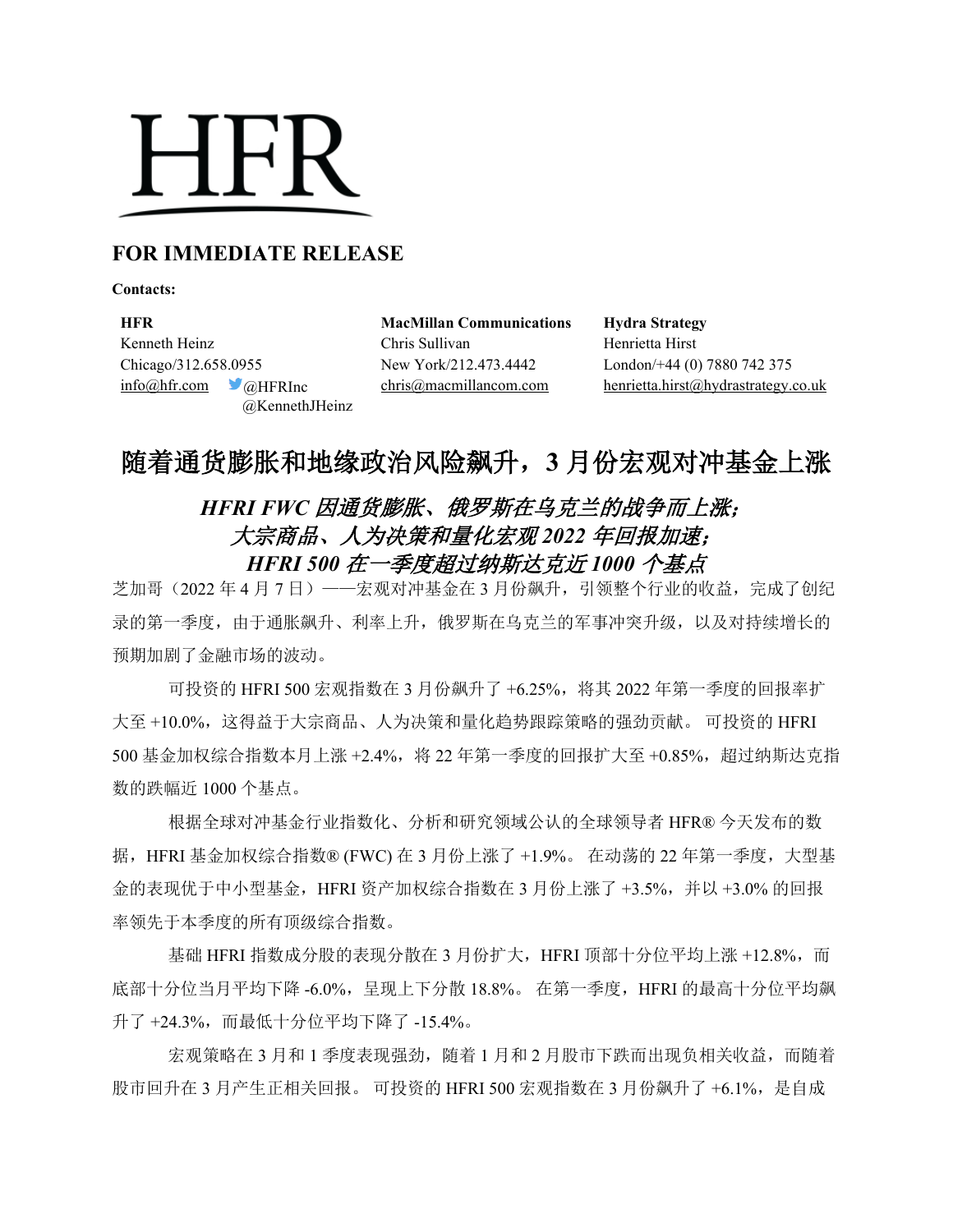# HFR

**FOR IMMEDIATE RELEASE**

**Contacts:**

**HFR**
Kenneth Heinz
Chicago/312.658.0955
info@hfr.com @HFRInc
@KennethJHeinz

**MacMillan Communications**
Chris Sullivan
New York/212.473.4442
chris@macmillancom.com

**Hydra Strategy**
Henrietta Hirst
London/+44 (0) 7880 742 375
henrietta.hirst@hydrastrategy.co.uk

# 随着通货膨胀和地缘政治风险飙升，3 月份宏观对冲基金上涨

## *HFRI FWC 因通货膨胀、俄罗斯在乌克兰的战争而上涨；*
## *大宗商品、人为决策和量化宏观 2022 年回报加速；*
## *HFRI 500 在一季度超过纳斯达克近 1000 个基点*

芝加哥（2022 年 4 月 7 日）——宏观对冲基金在 3 月份飙升，引领整个行业的收益，完成了创纪录的第一季度，由于通胀飙升、利率上升，俄罗斯在乌克兰的军事冲突升级，以及对持续增长的预期加剧了金融市场的波动。

可投资的 HFRI 500 宏观指数在 3 月份飙升了 +6.25%，将其 2022 年第一季度的回报率扩大至 +10.0%，这得益于大宗商品、人为决策和量化趋势跟踪策略的强劲贡献。 可投资的 HFRI 500 基金加权综合指数本月上涨 +2.4%，将 22 年第一季度的回报扩大至 +0.85%，超过纳斯达克指数的跌幅近 1000 个基点。

根据全球对冲基金行业指数化、分析和研究领域公认的全球领导者 HFR® 今天发布的数据，HFRI 基金加权综合指数® (FWC) 在 3 月份上涨了 +1.9%。 在动荡的 22 年第一季度，大型基金的表现优于中小型基金，HFRI 资产加权综合指数在 3 月份上涨了 +3.5%，并以 +3.0% 的回报率领先于本季度的所有顶级综合指数。

基础 HFRI 指数成分股的表现分散在 3 月份扩大，HFRI 顶部十分位平均上涨 +12.8%，而底部十分位当月平均下降 -6.0%，呈现上下分散 18.8%。 在第一季度，HFRI 的最高十分位平均飙升了 +24.3%，而最低十分位平均下降了 -15.4%。

宏观策略在 3 月和 1 季度表现强劲，随着 1 月和 2 月股市下跌而出现负相关收益，而随着股市回升在 3 月产生正相关回报。 可投资的 HFRI 500 宏观指数在 3 月份飙升了 +6.1%，是自成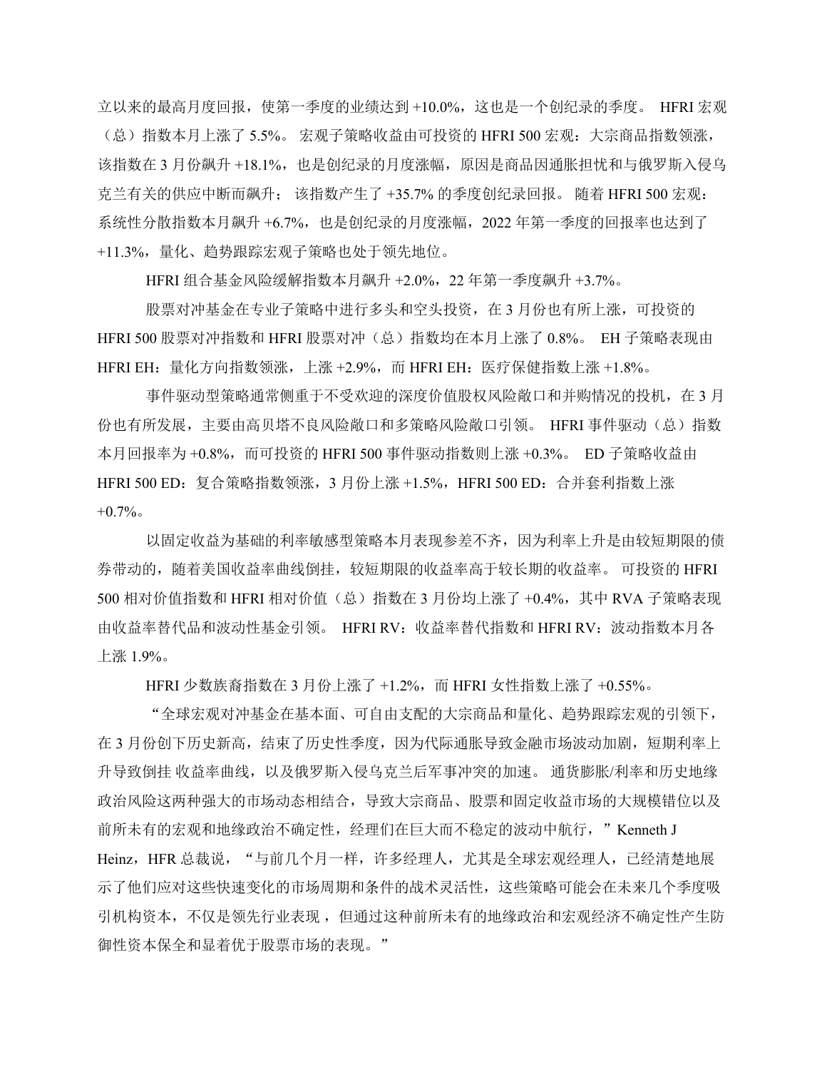立以来的最高月度回报，使第一季度的业绩达到 +10.0%，这也是一个创纪录的季度。 HFRI 宏观（总）指数本月上涨了 5.5%。 宏观子策略收益由可投资的 HFRI 500 宏观：大宗商品指数领涨，该指数在 3 月份飙升 +18.1%，也是创纪录的月度涨幅，原因是商品因通胀担忧和与俄罗斯入侵乌克兰有关的供应中断而飙升； 该指数产生了 +35.7% 的季度创纪录回报。 随着 HFRI 500 宏观：系统性分散指数本月飙升 +6.7%，也是创纪录的月度涨幅，2022 年第一季度的回报率也达到了 +11.3%，量化、趋势跟踪宏观子策略也处于领先地位。

HFRI 组合基金风险缓解指数本月飙升 +2.0%，22 年第一季度飙升 +3.7%。

股票对冲基金在专业子策略中进行多头和空头投资，在 3 月份也有所上涨，可投资的 HFRI 500 股票对冲指数和 HFRI 股票对冲（总）指数均在本月上涨了 0.8%。 EH 子策略表现由 HFRI EH：量化方向指数领涨，上涨 +2.9%，而 HFRI EH：医疗保健指数上涨 +1.8%。

事件驱动型策略通常侧重于不受欢迎的深度价值股权风险敞口和并购情况的投机，在 3 月份也有所发展，主要由高贝塔不良风险敞口和多策略风险敞口引领。 HFRI 事件驱动（总）指数本月回报率为 +0.8%，而可投资的 HFRI 500 事件驱动指数则上涨 +0.3%。 ED 子策略收益由 HFRI 500 ED：复合策略指数领涨，3 月份上涨 +1.5%，HFRI 500 ED：合并套利指数上涨 +0.7%。

以固定收益为基础的利率敏感型策略本月表现参差不齐，因为利率上升是由较短期限的债券带动的，随着美国收益率曲线倒挂，较短期限的收益率高于较长期的收益率。 可投资的 HFRI 500 相对价值指数和 HFRI 相对价值（总）指数在 3 月份均上涨了 +0.4%，其中 RVA 子策略表现由收益率替代品和波动性基金引领。 HFRI RV：收益率替代指数和 HFRI RV：波动指数本月各上涨 1.9%。

HFRI 少数族裔指数在 3 月份上涨了 +1.2%，而 HFRI 女性指数上涨了 +0.55%。

"全球宏观对冲基金在基本面、可自由支配的大宗商品和量化、趋势跟踪宏观的引领下，在 3 月份创下历史新高，结束了历史性季度，因为代际通胀导致金融市场波动加剧，短期利率上升导致倒挂 收益率曲线，以及俄罗斯入侵乌克兰后军事冲突的加速。 通货膨胀/利率和历史地缘政治风险这两种强大的市场动态相结合，导致大宗商品、股票和固定收益市场的大规模错位以及前所未有的宏观和地缘政治不确定性，经理们在巨大而不稳定的波动中航行，" Kenneth J Heinz，HFR 总裁说，"与前几个月一样，许多经理人，尤其是全球宏观经理人，已经清楚地展示了他们应对这些快速变化的市场周期和条件的战术灵活性，这些策略可能会在未来几个季度吸引机构资本，不仅是领先行业表现，但通过这种前所未有的地缘政治和宏观经济不确定性产生防御性资本保全和显着优于股票市场的表现。"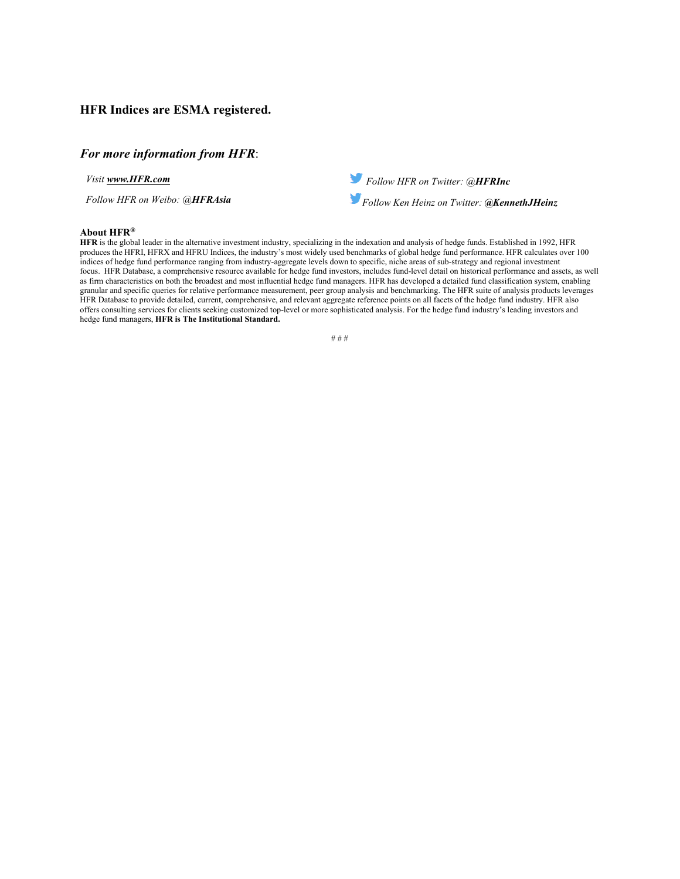**HFR Indices are ESMA registered.**

***For more information from HFR***:

*Visit* ***www.HFR.com***

*Follow HFR on Weibo: @**HFRAsia***

*Follow HFR on Twitter: @**HFRInc***

*Follow Ken Heinz on Twitter:* ***@KennethJHeinz***

**About HFR®**

**HFR** is the global leader in the alternative investment industry, specializing in the indexation and analysis of hedge funds. Established in 1992, HFR produces the HFRI, HFRX and HFRU Indices, the industry's most widely used benchmarks of global hedge fund performance. HFR calculates over 100 indices of hedge fund performance ranging from industry-aggregate levels down to specific, niche areas of sub-strategy and regional investment focus. HFR Database, a comprehensive resource available for hedge fund investors, includes fund-level detail on historical performance and assets, as well as firm characteristics on both the broadest and most influential hedge fund managers. HFR has developed a detailed fund classification system, enabling granular and specific queries for relative performance measurement, peer group analysis and benchmarking. The HFR suite of analysis products leverages HFR Database to provide detailed, current, comprehensive, and relevant aggregate reference points on all facets of the hedge fund industry. HFR also offers consulting services for clients seeking customized top-level or more sophisticated analysis. For the hedge fund industry's leading investors and hedge fund managers, **HFR is The Institutional Standard.**

# # #